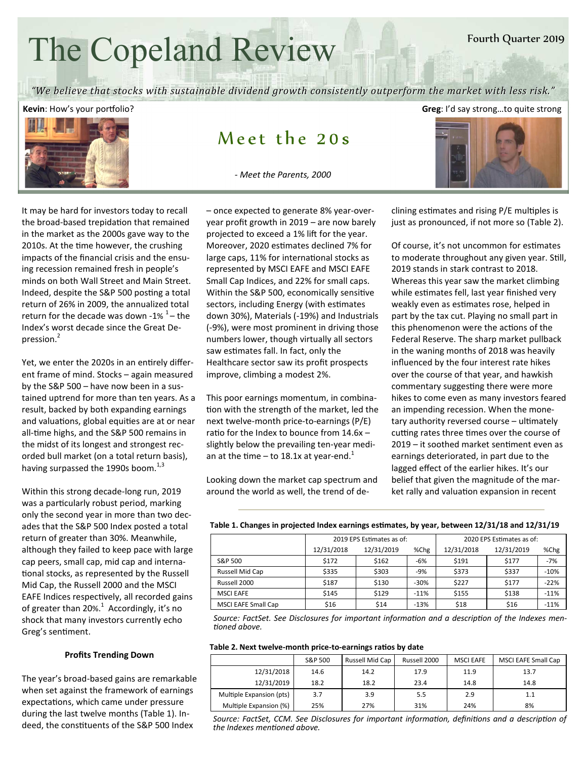# The Copeland Review

Fourth Quarter 2019

*"We believe that stocks with sustainable dividend growth consistently outperform the market with less risk."*

**Kevin**: How's your portfolio?

**Greg**: I'd say strong…to quite strong

## Meet the 20s

*- Meet the Parents, 2000*

It may be hard for investors today to recall the broad-based trepidation that remained in the market as the 2000s gave way to the 2010s. At the time however, the crushing impacts of the financial crisis and the ensuing recession remained fresh in people's minds on both Wall Street and Main Street. Indeed, despite the S&P 500 posting a total return of 26% in 2009, the annualized total return for the decade was down -1% [1] – the Index's worst decade since the Great Depression.[2]

Yet, we enter the 2020s in an entirely different frame of mind. Stocks – again measured by the S&P 500 – have now been in a sustained uptrend for more than ten years. As a result, backed by both expanding earnings and valuations, global equities are at or near all-time highs, and the S&P 500 remains in the midst of its longest and strongest recorded bull market (on a total return basis), having surpassed the 1990s boom.[1,3]

Within this strong decade-long run, 2019 was a particularly robust period, marking only the second year in more than two decades that the S&P 500 Index posted a total return of greater than 30%. Meanwhile, although they failed to keep pace with large cap peers, small cap, mid cap and international stocks, as represented by the Russell Mid Cap, the Russell 2000 and the MSCI EAFE Indices respectively, all recorded gains of greater than 20%.[1] Accordingly, it's no shock that many investors currently echo Greg's sentiment.

### Profits Trending Down

The year's broad-based gains are remarkable when set against the framework of earnings expectations, which came under pressure during the last twelve months (Table 1). Indeed, the constituents of the S&P 500 Index – once expected to generate 8% year-over-year profit growth in 2019 – are now barely projected to exceed a 1% lift for the year. Moreover, 2020 estimates declined 7% for large caps, 11% for international stocks as represented by MSCI EAFE and MSCI EAFE Small Cap Indices, and 22% for small caps. Within the S&P 500, economically sensitive sectors, including Energy (with estimates down 30%), Materials (-19%) and Industrials (-9%), were most prominent in driving those numbers lower, though virtually all sectors saw estimates fall. In fact, only the Healthcare sector saw its profit prospects improve, climbing a modest 2%.

This poor earnings momentum, in combination with the strength of the market, led the next twelve-month price-to-earnings (P/E) ratio for the Index to bounce from 14.6x – slightly below the prevailing ten-year median at the time – to 18.1x at year-end.[1]

Looking down the market cap spectrum and around the world as well, the trend of declining estimates and rising P/E multiples is just as pronounced, if not more so (Table 2).

Of course, it's not uncommon for estimates to moderate throughout any given year. Still, 2019 stands in stark contrast to 2018. Whereas this year saw the market climbing while estimates fell, last year finished very weakly even as estimates rose, helped in part by the tax cut. Playing no small part in this phenomenon were the actions of the Federal Reserve. The sharp market pullback in the waning months of 2018 was heavily influenced by the four interest rate hikes over the course of that year, and hawkish commentary suggesting there were more hikes to come even as many investors feared an impending recession. When the monetary authority reversed course – ultimately cutting rates three times over the course of 2019 – it soothed market sentiment even as earnings deteriorated, in part due to the lagged effect of the earlier hikes. It's our belief that given the magnitude of the market rally and valuation expansion in recent

**Table 1. Changes in projected Index earnings estimates, by year, between 12/31/18 and 12/31/19**

| | 2019 EPS Estimates as of: | | | 2020 EPS Estimates as of: | | |
|---|---|---|---|---|---|---|
| | 12/31/2018 | 12/31/2019 | %Chg | 12/31/2018 | 12/31/2019 | %Chg |
| S&P 500 | $172 | $162 | -6% | $191 | $177 | -7% |
| Russell Mid Cap | $335 | $303 | -9% | $373 | $337 | -10% |
| Russell 2000 | $187 | $130 | -30% | $227 | $177 | -22% |
| MSCI EAFE | $145 | $129 | -11% | $155 | $138 | -11% |
| MSCI EAFE Small Cap | $16 | $14 | -13% | $18 | $16 | -11% |

*Source: FactSet. See Disclosures for important information and a description of the Indexes mentioned above.*

**Table 2. Next twelve-month price-to-earnings ratios by date**

| | S&P 500 | Russell Mid Cap | Russell 2000 | MSCI EAFE | MSCI EAFE Small Cap |
|---|---|---|---|---|---|
| 12/31/2018 | 14.6 | 14.2 | 17.9 | 11.9 | 13.7 |
| 12/31/2019 | 18.2 | 18.2 | 23.4 | 14.8 | 14.8 |
| Multiple Expansion (pts) | 3.7 | 3.9 | 5.5 | 2.9 | 1.1 |
| Multiple Expansion (%) | 25% | 27% | 31% | 24% | 8% |

*Source: FactSet, CCM. See Disclosures for important information, definitions and a description of the Indexes mentioned above.*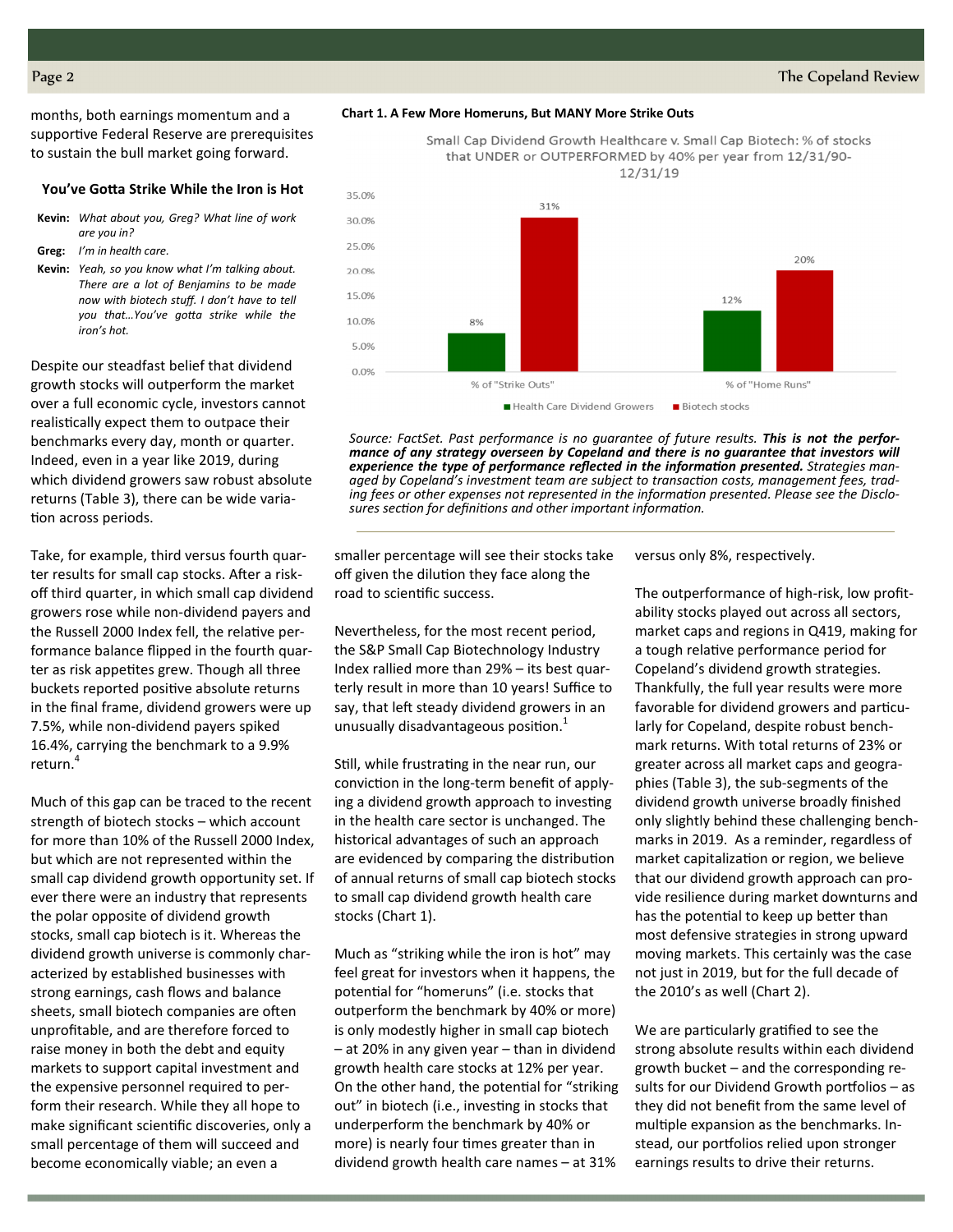months, both earnings momentum and a supportive Federal Reserve are prerequisites to sustain the bull market going forward.

### You've Gotta Strike While the Iron is Hot

**Kevin:** *What about you, Greg? What line of work are you in?*

**Greg:** *I'm in health care.*

**Kevin:** *Yeah, so you know what I'm talking about. There are a lot of Benjamins to be made now with biotech stuff. I don't have to tell you that…You've gotta strike while the iron's hot.*

Despite our steadfast belief that dividend growth stocks will outperform the market over a full economic cycle, investors cannot realistically expect them to outpace their benchmarks every day, month or quarter. Indeed, even in a year like 2019, during which dividend growers saw robust absolute returns (Table 3), there can be wide variation across periods.

Take, for example, third versus fourth quarter results for small cap stocks. After a risk-off third quarter, in which small cap dividend growers rose while non-dividend payers and the Russell 2000 Index fell, the relative performance balance flipped in the fourth quarter as risk appetites grew. Though all three buckets reported positive absolute returns in the final frame, dividend growers were up 7.5%, while non-dividend payers spiked 16.4%, carrying the benchmark to a 9.9% return.[4]

Much of this gap can be traced to the recent strength of biotech stocks – which account for more than 10% of the Russell 2000 Index, but which are not represented within the small cap dividend growth opportunity set. If ever there were an industry that represents the polar opposite of dividend growth stocks, small cap biotech is it. Whereas the dividend growth universe is commonly characterized by established businesses with strong earnings, cash flows and balance sheets, small biotech companies are often unprofitable, and are therefore forced to raise money in both the debt and equity markets to support capital investment and the expensive personnel required to perform their research. While they all hope to make significant scientific discoveries, only a small percentage of them will succeed and become economically viable; an even a smaller percentage will see their stocks take off given the dilution they face along the road to scientific success.

**Chart 1. A Few More Homeruns, But MANY More Strike Outs**

Small Cap Dividend Growth Healthcare v. Small Cap Biotech: % of stocks that UNDER or OUTPERFORMED by 40% per year from 12/31/90-12/31/19

| | Health Care Dividend Growers | Biotech stocks |
|---|---|---|
| % of "Strike Outs" | 8% | 31% |
| % of "Home Runs" | 12% | 20% |

*Source: FactSet. Past performance is no guarantee of future results.* ***This is not the performance of any strategy overseen by Copeland and there is no guarantee that investors will experience the type of performance reflected in the information presented.*** *Strategies managed by Copeland's investment team are subject to transaction costs, management fees, trading fees or other expenses not represented in the information presented. Please see the Disclosures section for definitions and other important information.*

Nevertheless, for the most recent period, the S&P Small Cap Biotechnology Industry Index rallied more than 29% – its best quarterly result in more than 10 years! Suffice to say, that left steady dividend growers in an unusually disadvantageous position.[1]

Still, while frustrating in the near run, our conviction in the long-term benefit of applying a dividend growth approach to investing in the health care sector is unchanged. The historical advantages of such an approach are evidenced by comparing the distribution of annual returns of small cap biotech stocks to small cap dividend growth health care stocks (Chart 1).

Much as "striking while the iron is hot" may feel great for investors when it happens, the potential for "homeruns" (i.e. stocks that outperform the benchmark by 40% or more) is only modestly higher in small cap biotech – at 20% in any given year – than in dividend growth health care stocks at 12% per year. On the other hand, the potential for "striking out" in biotech (i.e., investing in stocks that underperform the benchmark by 40% or more) is nearly four times greater than in dividend growth health care names – at 31% versus only 8%, respectively.

The outperformance of high-risk, low profitability stocks played out across all sectors, market caps and regions in Q419, making for a tough relative performance period for Copeland's dividend growth strategies. Thankfully, the full year results were more favorable for dividend growers and particularly for Copeland, despite robust benchmark returns. With total returns of 23% or greater across all market caps and geographies (Table 3), the sub-segments of the dividend growth universe broadly finished only slightly behind these challenging benchmarks in 2019. As a reminder, regardless of market capitalization or region, we believe that our dividend growth approach can provide resilience during market downturns and has the potential to keep up better than most defensive strategies in strong upward moving markets. This certainly was the case not just in 2019, but for the full decade of the 2010's as well (Chart 2).

We are particularly gratified to see the strong absolute results within each dividend growth bucket – and the corresponding results for our Dividend Growth portfolios – as they did not benefit from the same level of multiple expansion as the benchmarks. Instead, our portfolios relied upon stronger earnings results to drive their returns.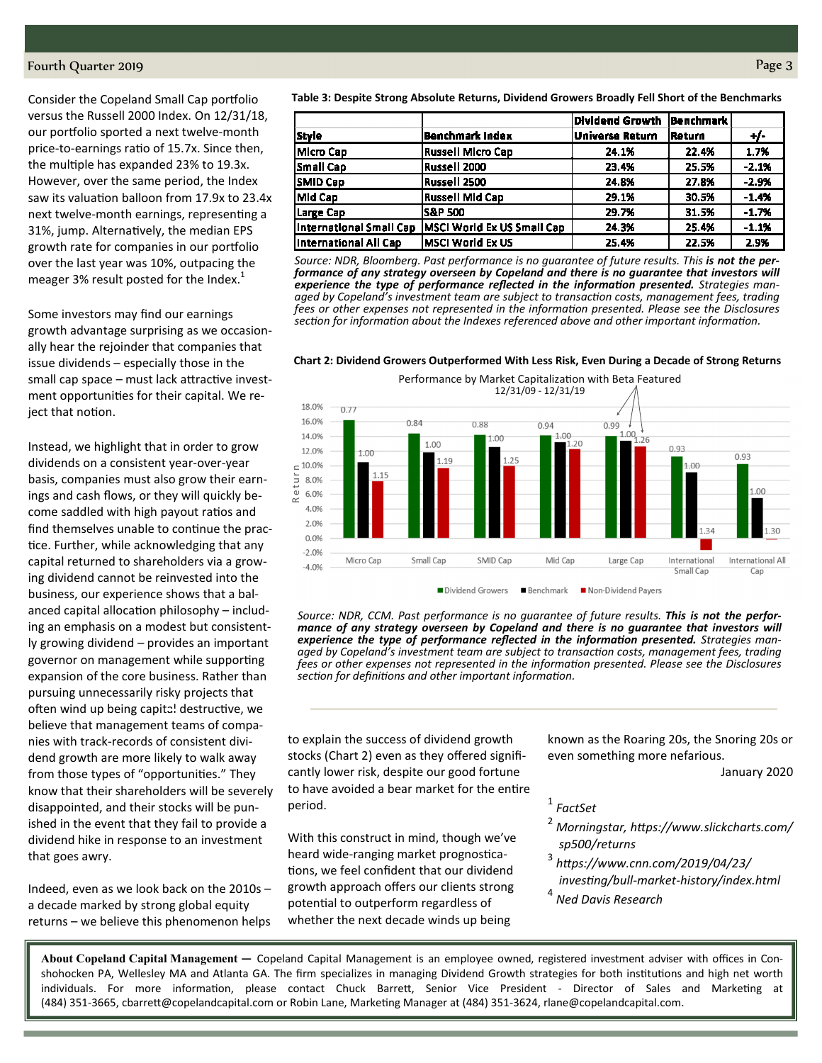Consider the Copeland Small Cap portfolio versus the Russell 2000 Index. On 12/31/18, our portfolio sported a next twelve-month price-to-earnings ratio of 15.7x. Since then, the multiple has expanded 23% to 19.3x. However, over the same period, the Index saw its valuation balloon from 17.9x to 23.4x next twelve-month earnings, representing a 31%, jump. Alternatively, the median EPS growth rate for companies in our portfolio over the last year was 10%, outpacing the meager 3% result posted for the Index.[1]

Some investors may find our earnings growth advantage surprising as we occasionally hear the rejoinder that companies that issue dividends – especially those in the small cap space – must lack attractive investment opportunities for their capital. We reject that notion.

Instead, we highlight that in order to grow dividends on a consistent year-over-year basis, companies must also grow their earnings and cash flows, or they will quickly become saddled with high payout ratios and find themselves unable to continue the practice. Further, while acknowledging that any capital returned to shareholders via a growing dividend cannot be reinvested into the business, our experience shows that a balanced capital allocation philosophy – including an emphasis on a modest but consistently growing dividend – provides an important governor on management while supporting expansion of the core business. Rather than pursuing unnecessarily risky projects that often wind up being capital destructive, we believe that management teams of companies with track-records of consistent dividend growth are more likely to walk away from those types of "opportunities." They know that their shareholders will be severely disappointed, and their stocks will be punished in the event that they fail to provide a dividend hike in response to an investment that goes awry.

Indeed, even as we look back on the 2010s – a decade marked by strong global equity returns – we believe this phenomenon helps to explain the success of dividend growth stocks (Chart 2) even as they offered significantly lower risk, despite our good fortune to have avoided a bear market for the entire period.

With this construct in mind, though we've heard wide-ranging market prognostications, we feel confident that our dividend growth approach offers our clients strong potential to outperform regardless of whether the next decade winds up being known as the Roaring 20s, the Snoring 20s or even something more nefarious.

January 2020

**Table 3: Despite Strong Absolute Returns, Dividend Growers Broadly Fell Short of the Benchmarks**

| Style | Benchmark Index | Dividend Growth Universe Return | Benchmark Return | +/- |
|---|---|---|---|---|
| Micro Cap | Russell Micro Cap | 24.1% | 22.4% | 1.7% |
| Small Cap | Russell 2000 | 23.4% | 25.5% | -2.1% |
| SMID Cap | Russell 2500 | 24.8% | 27.8% | -2.9% |
| Mid Cap | Russell Mid Cap | 29.1% | 30.5% | -1.4% |
| Large Cap | S&P 500 | 29.7% | 31.5% | -1.7% |
| International Small Cap | MSCI World Ex US Small Cap | 24.3% | 25.4% | -1.1% |
| International All Cap | MSCI World Ex US | 25.4% | 22.5% | 2.9% |

*Source: NDR, Bloomberg. Past performance is no guarantee of future results. This* ***is not the performance of any strategy overseen by Copeland and there is no guarantee that investors will experience the type of performance reflected in the information presented.*** *Strategies managed by Copeland's investment team are subject to transaction costs, management fees, trading fees or other expenses not represented in the information presented. Please see the Disclosures section for information about the Indexes referenced above and other important information.*

**Chart 2: Dividend Growers Outperformed With Less Risk, Even During a Decade of Strong Returns**

Performance by Market Capitalization with Beta Featured
12/31/09 - 12/31/19

| Market Cap | Dividend Growers (Beta) | Benchmark (Beta) | Non-Dividend Payers (Beta) |
|---|---|---|---|
| Micro Cap | 0.77 | 1.00 | 1.15 |
| Small Cap | 0.84 | 1.00 | 1.19 |
| SMID Cap | 0.88 | 1.00 | 1.25 |
| Mid Cap | 0.94 | 1.00 | 1.20 |
| Large Cap | 0.99 | 1.00 | 1.26 |
| International Small Cap | 0.93 | 1.00 | 1.34 |
| International All Cap | 0.93 | 1.00 | 1.30 |

*Source: NDR, CCM. Past performance is no guarantee of future results.* ***This is not the performance of any strategy overseen by Copeland and there is no guarantee that investors will experience the type of performance reflected in the information presented.*** *Strategies managed by Copeland's investment team are subject to transaction costs, management fees, trading fees or other expenses not represented in the information presented. Please see the Disclosures section for definitions and other important information.*

---

[1] *FactSet*

[2] *Morningstar, https://www.slickcharts.com/sp500/returns*

[3] *https://www.cnn.com/2019/04/23/investing/bull-market-history/index.html*

[4] *Ned Davis Research*

**About Copeland Capital Management —** Copeland Capital Management is an employee owned, registered investment adviser with offices in Conshohocken PA, Wellesley MA and Atlanta GA. The firm specializes in managing Dividend Growth strategies for both institutions and high net worth individuals. For more information, please contact Chuck Barrett, Senior Vice President - Director of Sales and Marketing at (484) 351-3665, cbarrett@copelandcapital.com or Robin Lane, Marketing Manager at (484) 351-3624, rlane@copelandcapital.com.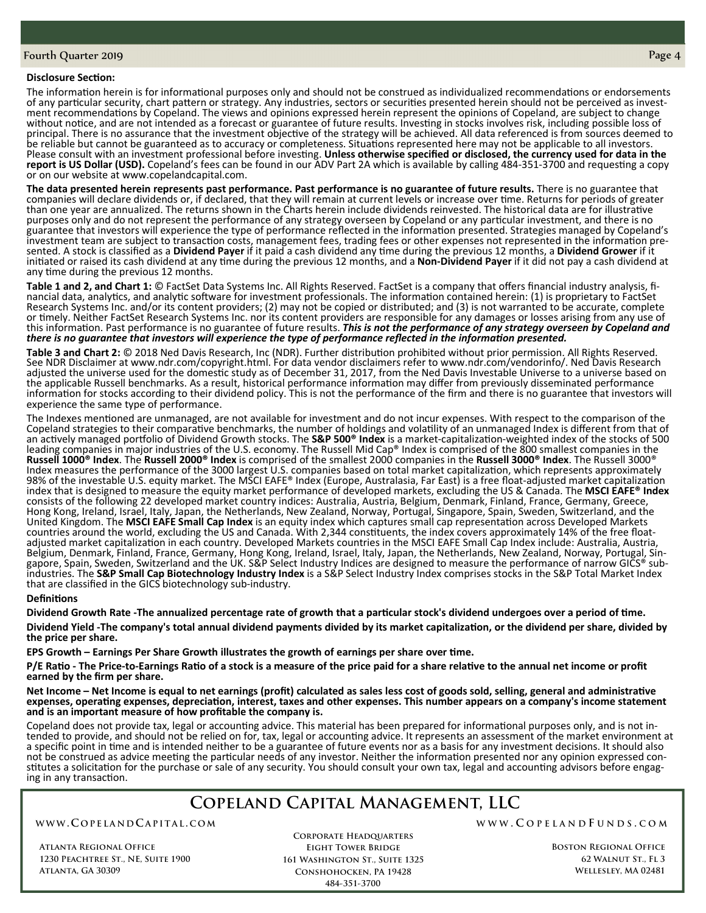**Disclosure Section:**

The information herein is for informational purposes only and should not be construed as individualized recommendations or endorsements of any particular security, chart pattern or strategy. Any industries, sectors or securities presented herein should not be perceived as investment recommendations by Copeland. The views and opinions expressed herein represent the opinions of Copeland, are subject to change without notice, and are not intended as a forecast or guarantee of future results. Investing in stocks involves risk, including possible loss of principal. There is no assurance that the investment objective of the strategy will be achieved. All data referenced is from sources deemed to be reliable but cannot be guaranteed as to accuracy or completeness. Situations represented here may not be applicable to all investors. Please consult with an investment professional before investing. **Unless otherwise specified or disclosed, the currency used for data in the report is US Dollar (USD).** Copeland's fees can be found in our ADV Part 2A which is available by calling 484-351-3700 and requesting a copy or on our website at www.copelandcapital.com.

**The data presented herein represents past performance. Past performance is no guarantee of future results.** There is no guarantee that companies will declare dividends or, if declared, that they will remain at current levels or increase over time. Returns for periods of greater than one year are annualized. The returns shown in the Charts herein include dividends reinvested. The historical data are for illustrative purposes only and do not represent the performance of any strategy overseen by Copeland or any particular investment, and there is no guarantee that investors will experience the type of performance reflected in the information presented. Strategies managed by Copeland's investment team are subject to transaction costs, management fees, trading fees or other expenses not represented in the information presented. A stock is classified as a **Dividend Payer** if it paid a cash dividend any time during the previous 12 months, a **Dividend Grower** if it initiated or raised its cash dividend at any time during the previous 12 months, and a **Non-Dividend Payer** if it did not pay a cash dividend at any time during the previous 12 months.

**Table 1 and 2, and Chart 1:** © FactSet Data Systems Inc. All Rights Reserved. FactSet is a company that offers financial industry analysis, financial data, analytics, and analytic software for investment professionals. The information contained herein: (1) is proprietary to FactSet Research Systems Inc. and/or its content providers; (2) may not be copied or distributed; and (3) is not warranted to be accurate, complete or timely. Neither FactSet Research Systems Inc. nor its content providers are responsible for any damages or losses arising from any use of this information. Past performance is no guarantee of future results. ***This is not the performance of any strategy overseen by Copeland and there is no guarantee that investors will experience the type of performance reflected in the information presented.***

**Table 3 and Chart 2:** © 2018 Ned Davis Research, Inc (NDR). Further distribution prohibited without prior permission. All Rights Reserved. See NDR Disclaimer at www.ndr.com/copyright.html. For data vendor disclaimers refer to www.ndr.com/vendorinfo/. Ned Davis Research adjusted the universe used for the domestic study as of December 31, 2017, from the Ned Davis Investable Universe to a universe based on the applicable Russell benchmarks. As a result, historical performance information may differ from previously disseminated performance information for stocks according to their dividend policy. This is not the performance of the firm and there is no guarantee that investors will experience the same type of performance.

The Indexes mentioned are unmanaged, are not available for investment and do not incur expenses. With respect to the comparison of the Copeland strategies to their comparative benchmarks, the number of holdings and volatility of an unmanaged Index is different from that of an actively managed portfolio of Dividend Growth stocks. The **S&P 500® Index** is a market-capitalization-weighted index of the stocks of 500 leading companies in major industries of the U.S. economy. The Russell Mid Cap® Index is comprised of the 800 smallest companies in the **Russell 1000® Index**. The **Russell 2000® Index** is comprised of the smallest 2000 companies in the **Russell 3000® Index**. The Russell 3000® Index measures the performance of the 3000 largest U.S. companies based on total market capitalization, which represents approximately 98% of the investable U.S. equity market. The MSCI EAFE® Index (Europe, Australasia, Far East) is a free float-adjusted market capitalization index that is designed to measure the equity market performance of developed markets, excluding the US & Canada. The **MSCI EAFE® Index** consists of the following 22 developed market country indices: Australia, Austria, Belgium, Denmark, Finland, France, Germany, Greece, Hong Kong, Ireland, Israel, Italy, Japan, the Netherlands, New Zealand, Norway, Portugal, Singapore, Spain, Sweden, Switzerland, and the United Kingdom. The **MSCI EAFE Small Cap Index** is an equity index which captures small cap representation across Developed Markets countries around the world, excluding the US and Canada. With 2,344 constituents, the index covers approximately 14% of the free float-adjusted market capitalization in each country. Developed Markets countries in the MSCI EAFE Small Cap Index include: Australia, Austria, Belgium, Denmark, Finland, France, Germany, Hong Kong, Ireland, Israel, Italy, Japan, the Netherlands, New Zealand, Norway, Portugal, Singapore, Spain, Sweden, Switzerland and the UK. S&P Select Industry Indices are designed to measure the performance of narrow GICS® sub-industries. The **S&P Small Cap Biotechnology Industry Index** is a S&P Select Industry Index comprises stocks in the S&P Total Market Index that are classified in the GICS biotechnology sub-industry.

**Definitions**

**Dividend Growth Rate -The annualized percentage rate of growth that a particular stock's dividend undergoes over a period of time.**

**Dividend Yield -The company's total annual dividend payments divided by its market capitalization, or the dividend per share, divided by the price per share.**

**EPS Growth – Earnings Per Share Growth illustrates the growth of earnings per share over time.**

**P/E Ratio - The Price-to-Earnings Ratio of a stock is a measure of the price paid for a share relative to the annual net income or profit earned by the firm per share.**

**Net Income – Net Income is equal to net earnings (profit) calculated as sales less cost of goods sold, selling, general and administrative expenses, operating expenses, depreciation, interest, taxes and other expenses. This number appears on a company's income statement and is an important measure of how profitable the company is.**

Copeland does not provide tax, legal or accounting advice. This material has been prepared for informational purposes only, and is not intended to provide, and should not be relied on for, tax, legal or accounting advice. It represents an assessment of the market environment at a specific point in time and is intended neither to be a guarantee of future events nor as a basis for any investment decisions. It should also not be construed as advice meeting the particular needs of any investor. Neither the information presented nor any opinion expressed constitutes a solicitation for the purchase or sale of any security. You should consult your own tax, legal and accounting advisors before engaging in any transaction.

## Copeland Capital Management, LLC

www.CopelandCapital.com

www.CopelandFunds.com

Atlanta Regional Office
1230 Peachtree St., NE, Suite 1900
Atlanta, GA 30309

Corporate Headquarters
Eight Tower Bridge
161 Washington St., Suite 1325
Conshohocken, PA 19428
484-351-3700

Boston Regional Office
62 Walnut St., Fl 3
Wellesley, MA 02481